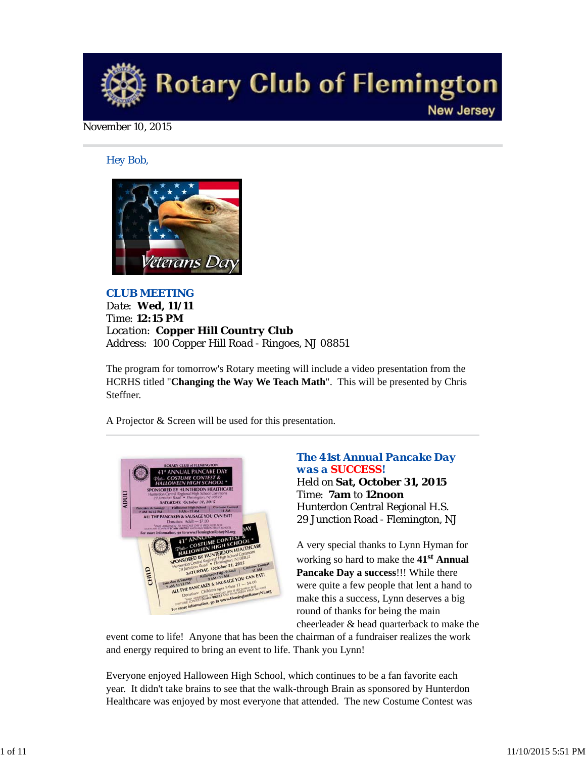# Rotary Club of Flemington

New Jersey

November 10, 2015

Hey Bob,

**CLUB MEETING**

Date: **Wed, 11/11**
Time: **12:15 PM**
Location: **Copper Hill Country Club**
Address: 100 Copper Hill Road - Ringoes, NJ 08851

The program for tomorrow's Rotary meeting will include a video presentation from the HCRHS titled "**Changing the Way We Teach Math**". This will be presented by Chris Steffner.

A Projector & Screen will be used for this presentation.

---

### *The 41st Annual Pancake Day was a SUCCESS!*

Held on **Sat, October 31, 2015**
Time: **7am** to **12noon**
Hunterdon Central Regional H.S.
29 Junction Road - Flemington, NJ

A very special thanks to Lynn Hyman for working so hard to make the **41st Annual Pancake Day a success**!!! While there were quite a few people that lent a hand to make this a success, Lynn deserves a big round of thanks for being the main cheerleader & head quarterback to make the event come to life! Anyone that has been the chairman of a fundraiser realizes the work and energy required to bring an event to life. Thank you Lynn!

Everyone enjoyed Halloween High School, which continues to be a fan favorite each year. It didn't take brains to see that the walk-through Brain as sponsored by Hunterdon Healthcare was enjoyed by most everyone that attended. The new Costume Contest was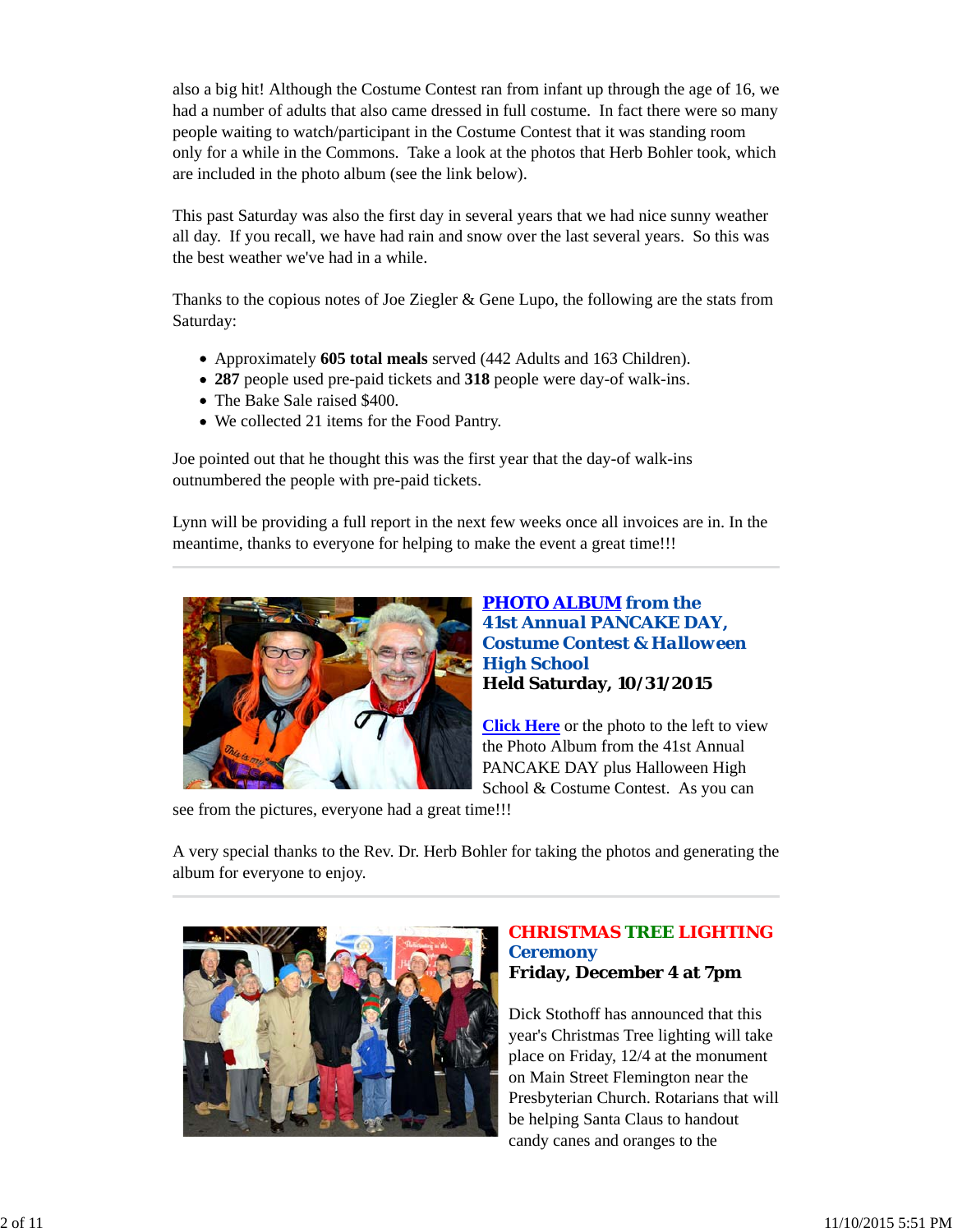also a big hit! Although the Costume Contest ran from infant up through the age of 16, we had a number of adults that also came dressed in full costume. In fact there were so many people waiting to watch/participant in the Costume Contest that it was standing room only for a while in the Commons. Take a look at the photos that Herb Bohler took, which are included in the photo album (see the link below).

This past Saturday was also the first day in several years that we had nice sunny weather all day. If you recall, we have had rain and snow over the last several years. So this was the best weather we've had in a while.

Thanks to the copious notes of Joe Ziegler & Gene Lupo, the following are the stats from Saturday:

- Approximately **605 total meals** served (442 Adults and 163 Children).
- **287** people used pre-paid tickets and **318** people were day-of walk-ins.
- The Bake Sale raised $400.
- We collected 21 items for the Food Pantry.

Joe pointed out that he thought this was the first year that the day-of walk-ins outnumbered the people with pre-paid tickets.

Lynn will be providing a full report in the next few weeks once all invoices are in. In the meantime, thanks to everyone for helping to make the event a great time!!!

---

### PHOTO ALBUM from the 41st Annual PANCAKE DAY, Costume Contest & Halloween High School
**Held Saturday, 10/31/2015**

Click Here or the photo to the left to view the Photo Album from the 41st Annual PANCAKE DAY plus Halloween High School & Costume Contest. As you can see from the pictures, everyone had a great time!!!

A very special thanks to the Rev. Dr. Herb Bohler for taking the photos and generating the album for everyone to enjoy.

---

### CHRISTMAS TREE LIGHTING Ceremony
**Friday, December 4 at 7pm**

Dick Stothoff has announced that this year's Christmas Tree lighting will take place on Friday, 12/4 at the monument on Main Street Flemington near the Presbyterian Church. Rotarians that will be helping Santa Claus to handout candy canes and oranges to the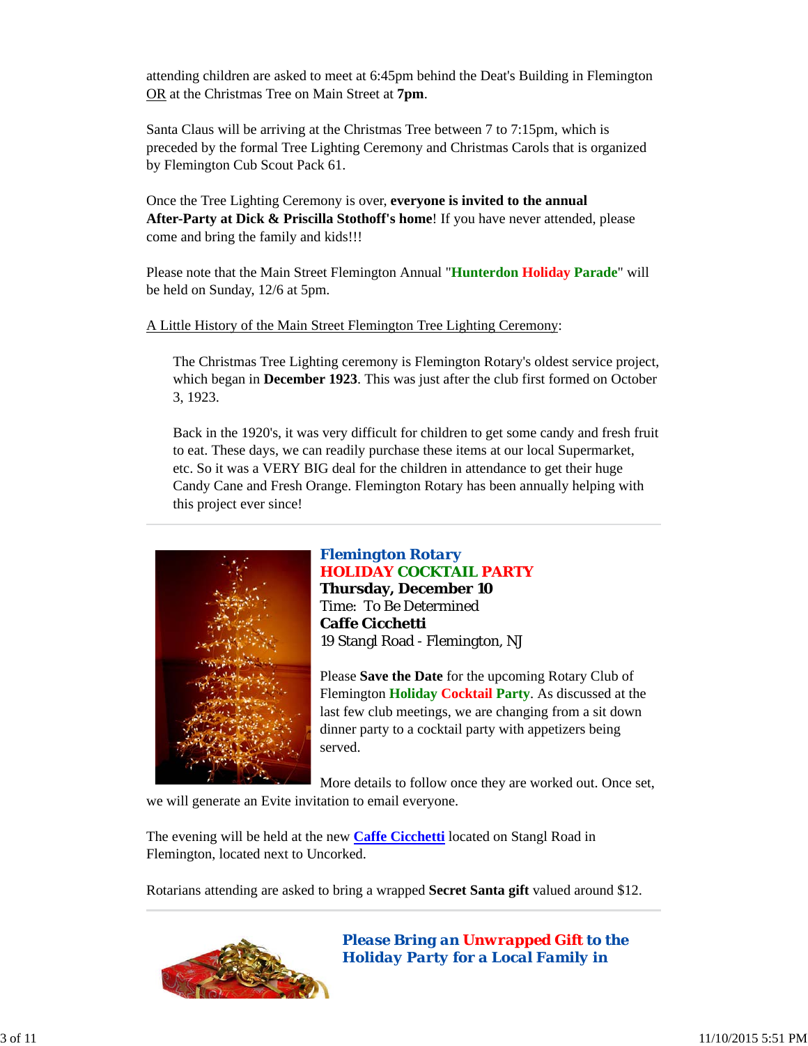attending children are asked to meet at 6:45pm behind the Deat's Building in Flemington OR at the Christmas Tree on Main Street at **7pm**.

Santa Claus will be arriving at the Christmas Tree between 7 to 7:15pm, which is preceded by the formal Tree Lighting Ceremony and Christmas Carols that is organized by Flemington Cub Scout Pack 61.

Once the Tree Lighting Ceremony is over, **everyone is invited to the annual After-Party at Dick & Priscilla Stothoff's home**! If you have never attended, please come and bring the family and kids!!!

Please note that the Main Street Flemington Annual "**Hunterdon Holiday Parade**" will be held on Sunday, 12/6 at 5pm.

A Little History of the Main Street Flemington Tree Lighting Ceremony:

> The Christmas Tree Lighting ceremony is Flemington Rotary's oldest service project, which began in **December 1923**. This was just after the club first formed on October 3, 1923.
>
> Back in the 1920's, it was very difficult for children to get some candy and fresh fruit to eat. These days, we can readily purchase these items at our local Supermarket, etc. So it was a VERY BIG deal for the children in attendance to get their huge Candy Cane and Fresh Orange. Flemington Rotary has been annually helping with this project ever since!

---

***Flemington Rotary***
**HOLIDAY COCKTAIL PARTY**
**Thursday, December 10**
Time: To Be Determined
**Caffe Cicchetti**
19 Stangl Road - Flemington, NJ

Please **Save the Date** for the upcoming Rotary Club of Flemington **Holiday Cocktail Party**. As discussed at the last few club meetings, we are changing from a sit down dinner party to a cocktail party with appetizers being served.

More details to follow once they are worked out. Once set, we will generate an Evite invitation to email everyone.

The evening will be held at the new **Caffe Cicchetti** located on Stangl Road in Flemington, located next to Uncorked.

Rotarians attending are asked to bring a wrapped **Secret Santa gift** valued around $12.

---

***Please Bring an Unwrapped Gift to the Holiday Party for a Local Family in***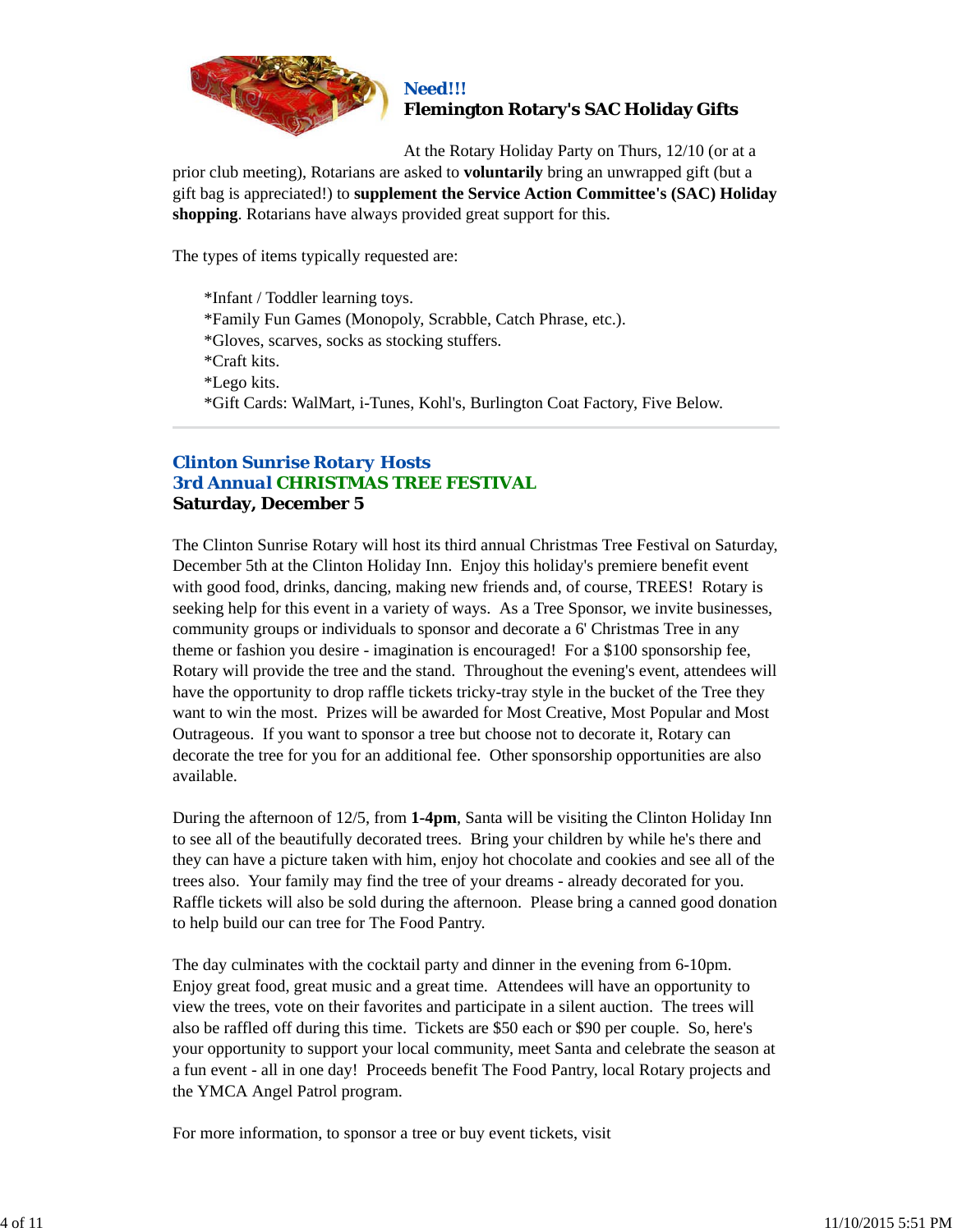### *Need!!!*
### Flemington Rotary's SAC Holiday Gifts

At the Rotary Holiday Party on Thurs, 12/10 (or at a prior club meeting), Rotarians are asked to **voluntarily** bring an unwrapped gift (but a gift bag is appreciated!) to **supplement the Service Action Committee's (SAC) Holiday shopping**. Rotarians have always provided great support for this.

The types of items typically requested are:

*Infant / Toddler learning toys.
*Family Fun Games (Monopoly, Scrabble, Catch Phrase, etc.).
*Gloves, scarves, socks as stocking stuffers.
*Craft kits.
*Lego kits.
*Gift Cards: WalMart, i-Tunes, Kohl's, Burlington Coat Factory, Five Below.

---

### *Clinton Sunrise Rotary Hosts*
### 3rd Annual CHRISTMAS TREE FESTIVAL
### Saturday, December 5

The Clinton Sunrise Rotary will host its third annual Christmas Tree Festival on Saturday, December 5th at the Clinton Holiday Inn. Enjoy this holiday's premiere benefit event with good food, drinks, dancing, making new friends and, of course, TREES! Rotary is seeking help for this event in a variety of ways. As a Tree Sponsor, we invite businesses, community groups or individuals to sponsor and decorate a 6' Christmas Tree in any theme or fashion you desire - imagination is encouraged! For a $100 sponsorship fee, Rotary will provide the tree and the stand. Throughout the evening's event, attendees will have the opportunity to drop raffle tickets tricky-tray style in the bucket of the Tree they want to win the most. Prizes will be awarded for Most Creative, Most Popular and Most Outrageous. If you want to sponsor a tree but choose not to decorate it, Rotary can decorate the tree for you for an additional fee. Other sponsorship opportunities are also available.

During the afternoon of 12/5, from **1-4pm**, Santa will be visiting the Clinton Holiday Inn to see all of the beautifully decorated trees. Bring your children by while he's there and they can have a picture taken with him, enjoy hot chocolate and cookies and see all of the trees also. Your family may find the tree of your dreams - already decorated for you. Raffle tickets will also be sold during the afternoon. Please bring a canned good donation to help build our can tree for The Food Pantry.

The day culminates with the cocktail party and dinner in the evening from 6-10pm. Enjoy great food, great music and a great time. Attendees will have an opportunity to view the trees, vote on their favorites and participate in a silent auction. The trees will also be raffled off during this time. Tickets are $50 each or $90 per couple. So, here's your opportunity to support your local community, meet Santa and celebrate the season at a fun event - all in one day! Proceeds benefit The Food Pantry, local Rotary projects and the YMCA Angel Patrol program.

For more information, to sponsor a tree or buy event tickets, visit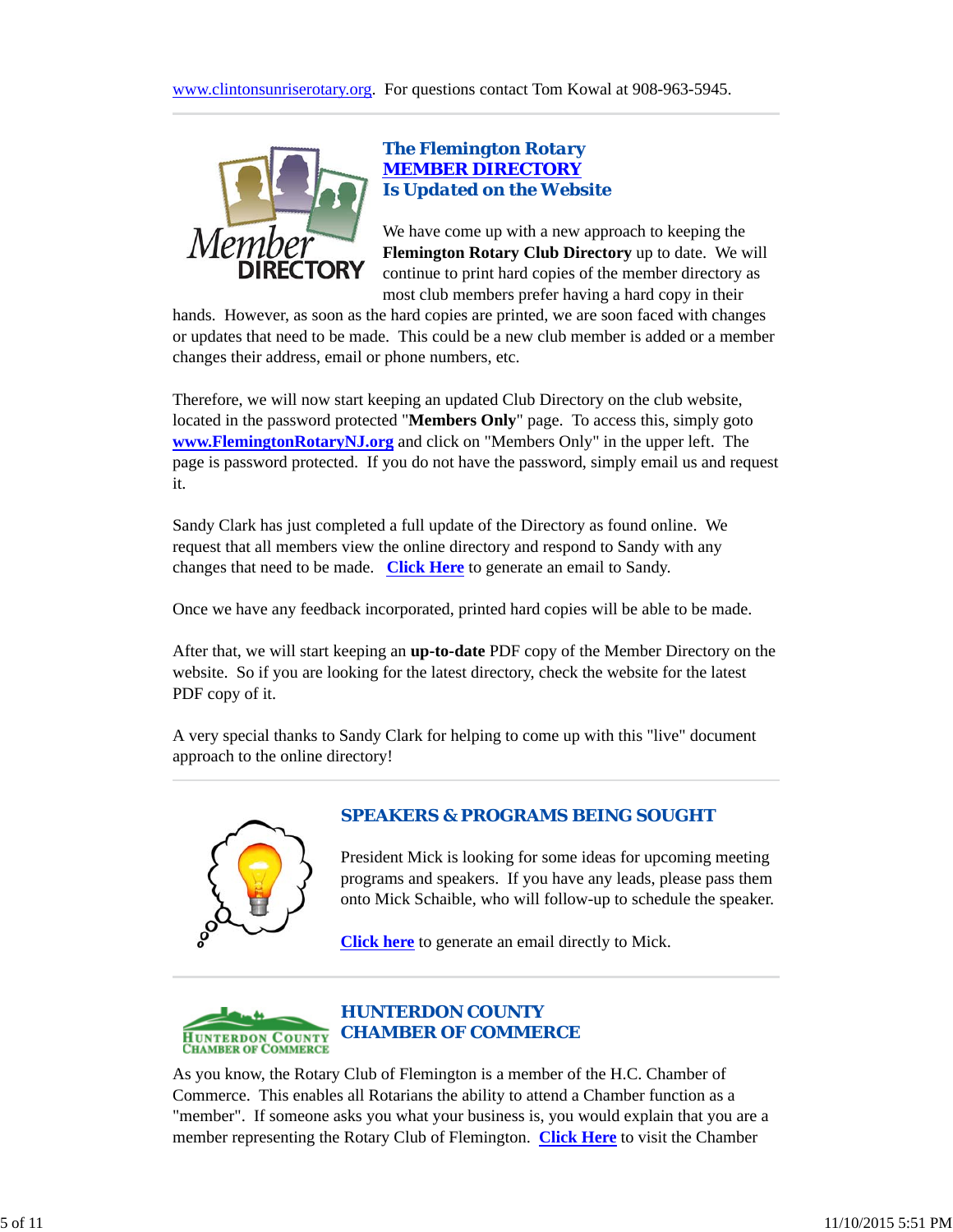www.clintonsunriserotary.org. For questions contact Tom Kowal at 908-963-5945.

### The Flemington Rotary MEMBER DIRECTORY Is Updated on the Website

We have come up with a new approach to keeping the **Flemington Rotary Club Directory** up to date. We will continue to print hard copies of the member directory as most club members prefer having a hard copy in their hands. However, as soon as the hard copies are printed, we are soon faced with changes or updates that need to be made. This could be a new club member is added or a member changes their address, email or phone numbers, etc.

Therefore, we will now start keeping an updated Club Directory on the club website, located in the password protected "**Members Only**" page. To access this, simply goto **www.FlemingtonRotaryNJ.org** and click on "Members Only" in the upper left. The page is password protected. If you do not have the password, simply email us and request it.

Sandy Clark has just completed a full update of the Directory as found online. We request that all members view the online directory and respond to Sandy with any changes that need to be made. **Click Here** to generate an email to Sandy.

Once we have any feedback incorporated, printed hard copies will be able to be made.

After that, we will start keeping an **up-to-date** PDF copy of the Member Directory on the website. So if you are looking for the latest directory, check the website for the latest PDF copy of it.

A very special thanks to Sandy Clark for helping to come up with this "live" document approach to the online directory!

### SPEAKERS & PROGRAMS BEING SOUGHT

President Mick is looking for some ideas for upcoming meeting programs and speakers. If you have any leads, please pass them onto Mick Schaible, who will follow-up to schedule the speaker.

**Click here** to generate an email directly to Mick.

### HUNTERDON COUNTY CHAMBER OF COMMERCE

As you know, the Rotary Club of Flemington is a member of the H.C. Chamber of Commerce. This enables all Rotarians the ability to attend a Chamber function as a "member". If someone asks you what your business is, you would explain that you are a member representing the Rotary Club of Flemington. **Click Here** to visit the Chamber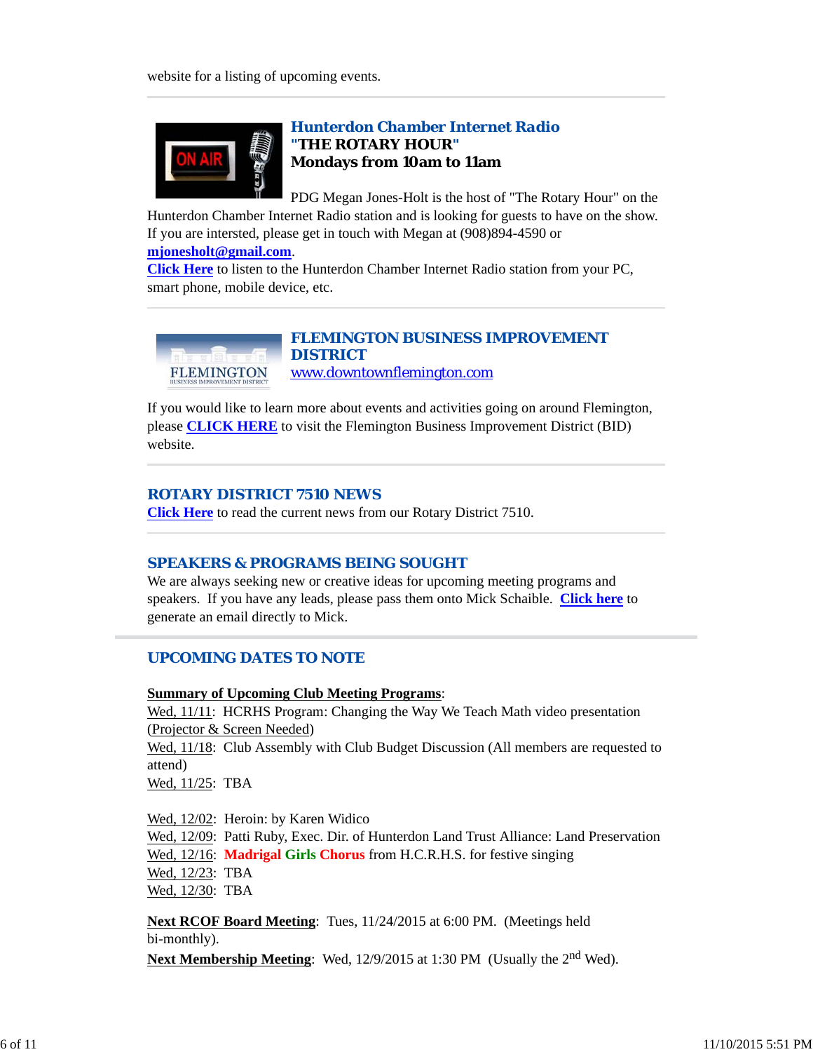website for a listing of upcoming events.

## Hunterdon Chamber Internet Radio
**"THE ROTARY HOUR"**
**Mondays from 10am to 11am**

PDG Megan Jones-Holt is the host of "The Rotary Hour" on the Hunterdon Chamber Internet Radio station and is looking for guests to have on the show. If you are intersted, please get in touch with Megan at (908)894-4590 or **mjonesholt@gmail.com**.

**Click Here** to listen to the Hunterdon Chamber Internet Radio station from your PC, smart phone, mobile device, etc.

## FLEMINGTON BUSINESS IMPROVEMENT DISTRICT
www.downtownflemington.com

If you would like to learn more about events and activities going on around Flemington, please **CLICK HERE** to visit the Flemington Business Improvement District (BID) website.

## ROTARY DISTRICT 7510 NEWS
**Click Here** to read the current news from our Rotary District 7510.

## SPEAKERS & PROGRAMS BEING SOUGHT
We are always seeking new or creative ideas for upcoming meeting programs and speakers. If you have any leads, please pass them onto Mick Schaible. **Click here** to generate an email directly to Mick.

## UPCOMING DATES TO NOTE

**Summary of Upcoming Club Meeting Programs**:
Wed, 11/11: HCRHS Program: Changing the Way We Teach Math video presentation (Projector & Screen Needed)
Wed, 11/18: Club Assembly with Club Budget Discussion (All members are requested to attend)
Wed, 11/25: TBA

Wed, 12/02: Heroin: by Karen Widico
Wed, 12/09: Patti Ruby, Exec. Dir. of Hunterdon Land Trust Alliance: Land Preservation
Wed, 12/16: **Madrigal Girls Chorus** from H.C.R.H.S. for festive singing
Wed, 12/23: TBA
Wed, 12/30: TBA

**Next RCOF Board Meeting**: Tues, 11/24/2015 at 6:00 PM. (Meetings held bi-monthly).
**Next Membership Meeting**: Wed, 12/9/2015 at 1:30 PM (Usually the 2nd Wed).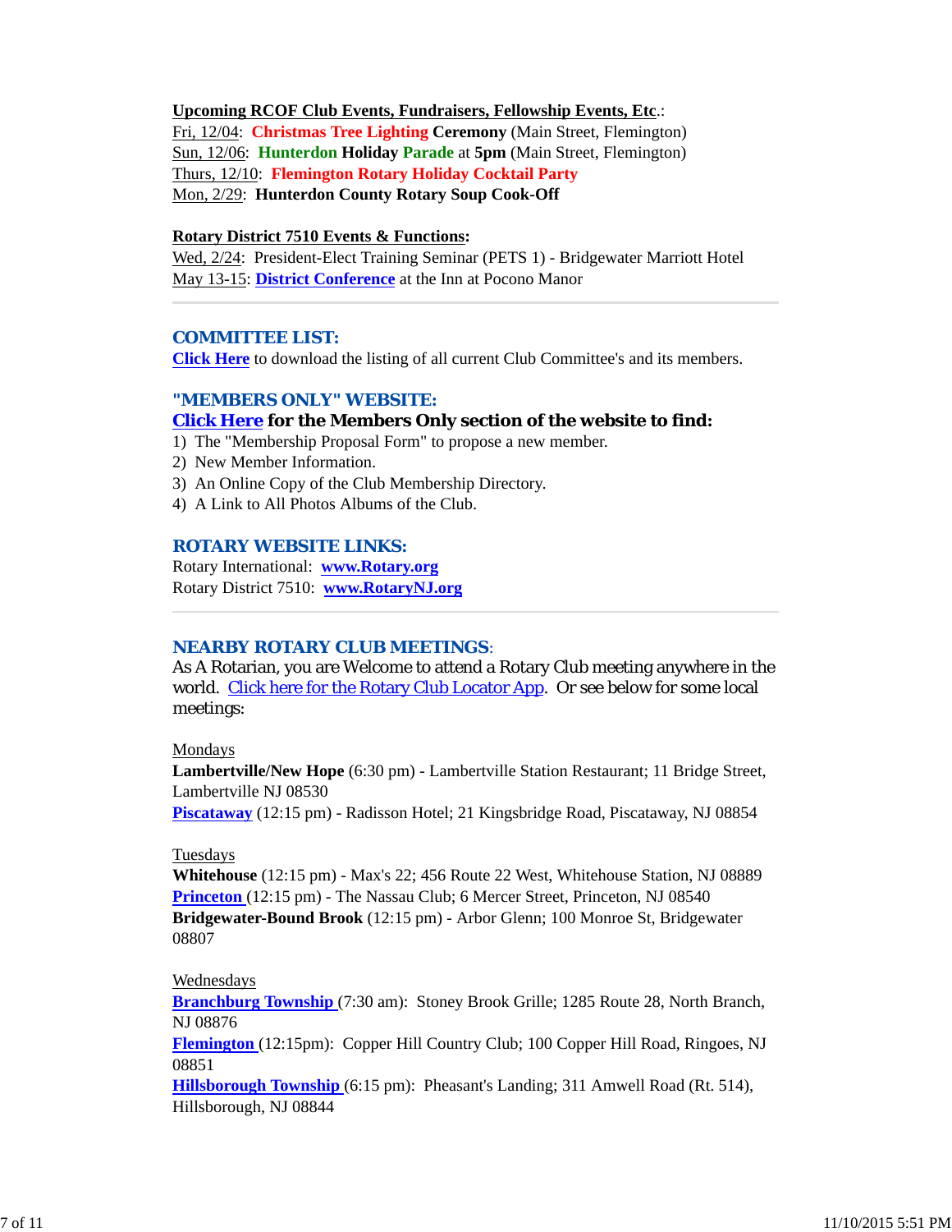**Upcoming RCOF Club Events, Fundraisers, Fellowship Events, Etc**.:
Fri, 12/04: **Christmas Tree Lighting Ceremony** (Main Street, Flemington)
Sun, 12/06: **Hunterdon Holiday Parade** at **5pm** (Main Street, Flemington)
Thurs, 12/10: **Flemington Rotary Holiday Cocktail Party**
Mon, 2/29: **Hunterdon County Rotary Soup Cook-Off**

**Rotary District 7510 Events & Functions:**
Wed, 2/24: President-Elect Training Seminar (PETS 1) - Bridgewater Marriott Hotel
May 13-15: **District Conference** at the Inn at Pocono Manor

---

## COMMITTEE LIST:

**Click Here** to download the listing of all current Club Committee's and its members.

## "MEMBERS ONLY" WEBSITE:

**Click Here for the Members Only section of the website to find:**

1) The "Membership Proposal Form" to propose a new member.
2) New Member Information.
3) An Online Copy of the Club Membership Directory.
4) A Link to All Photos Albums of the Club.

## ROTARY WEBSITE LINKS:

Rotary International: **www.Rotary.org**
Rotary District 7510: **www.RotaryNJ.org**

---

## NEARBY ROTARY CLUB MEETINGS:

As A Rotarian, you are Welcome to attend a Rotary Club meeting anywhere in the world. Click here for the Rotary Club Locator App. Or see below for some local meetings:

Mondays
**Lambertville/New Hope** (6:30 pm) - Lambertville Station Restaurant; 11 Bridge Street, Lambertville NJ 08530
**Piscataway** (12:15 pm) - Radisson Hotel; 21 Kingsbridge Road, Piscataway, NJ 08854

Tuesdays
**Whitehouse** (12:15 pm) - Max's 22; 456 Route 22 West, Whitehouse Station, NJ 08889
**Princeton** (12:15 pm) - The Nassau Club; 6 Mercer Street, Princeton, NJ 08540
**Bridgewater-Bound Brook** (12:15 pm) - Arbor Glenn; 100 Monroe St, Bridgewater 08807

Wednesdays
**Branchburg Township** (7:30 am): Stoney Brook Grille; 1285 Route 28, North Branch, NJ 08876
**Flemington** (12:15pm): Copper Hill Country Club; 100 Copper Hill Road, Ringoes, NJ 08851
**Hillsborough Township** (6:15 pm): Pheasant's Landing; 311 Amwell Road (Rt. 514), Hillsborough, NJ 08844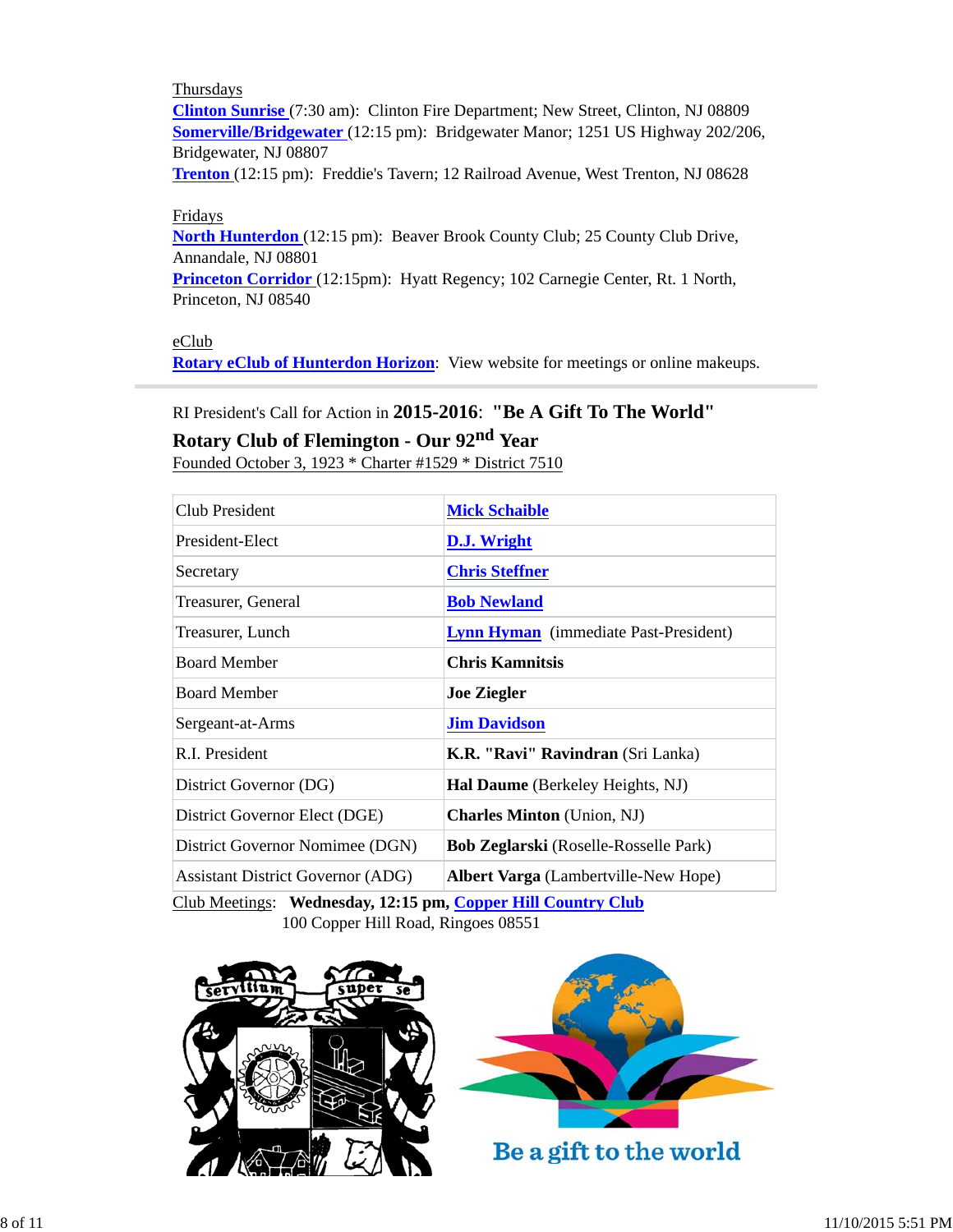Thursdays

**Clinton Sunrise** (7:30 am): Clinton Fire Department; New Street, Clinton, NJ 08809
**Somerville/Bridgewater** (12:15 pm): Bridgewater Manor; 1251 US Highway 202/206, Bridgewater, NJ 08807
**Trenton** (12:15 pm): Freddie's Tavern; 12 Railroad Avenue, West Trenton, NJ 08628

Fridays

**North Hunterdon** (12:15 pm): Beaver Brook County Club; 25 County Club Drive, Annandale, NJ 08801
**Princeton Corridor** (12:15pm): Hyatt Regency; 102 Carnegie Center, Rt. 1 North, Princeton, NJ 08540

eClub

**Rotary eClub of Hunterdon Horizon**: View website for meetings or online makeups.

---

RI President's Call for Action in **2015-2016**: **"Be A Gift To The World"**

**Rotary Club of Flemington - Our 92nd Year**

Founded October 3, 1923 * Charter #1529 * District 7510

| | |
|---|---|
| Club President | **Mick Schaible** |
| President-Elect | **D.J. Wright** |
| Secretary | **Chris Steffner** |
| Treasurer, General | **Bob Newland** |
| Treasurer, Lunch | **Lynn Hyman** (immediate Past-President) |
| Board Member | **Chris Kamnitsis** |
| Board Member | **Joe Ziegler** |
| Sergeant-at-Arms | **Jim Davidson** |
| R.I. President | **K.R. "Ravi" Ravindran** (Sri Lanka) |
| District Governor (DG) | **Hal Daume** (Berkeley Heights, NJ) |
| District Governor Elect (DGE) | **Charles Minton** (Union, NJ) |
| District Governor Nominee (DGN) | **Bob Zeglarski** (Roselle-Rosselle Park) |
| Assistant District Governor (ADG) | **Albert Varga** (Lambertville-New Hope) |

Club Meetings: **Wednesday, 12:15 pm, Copper Hill Country Club**
100 Copper Hill Road, Ringoes 08551

Be a gift to the world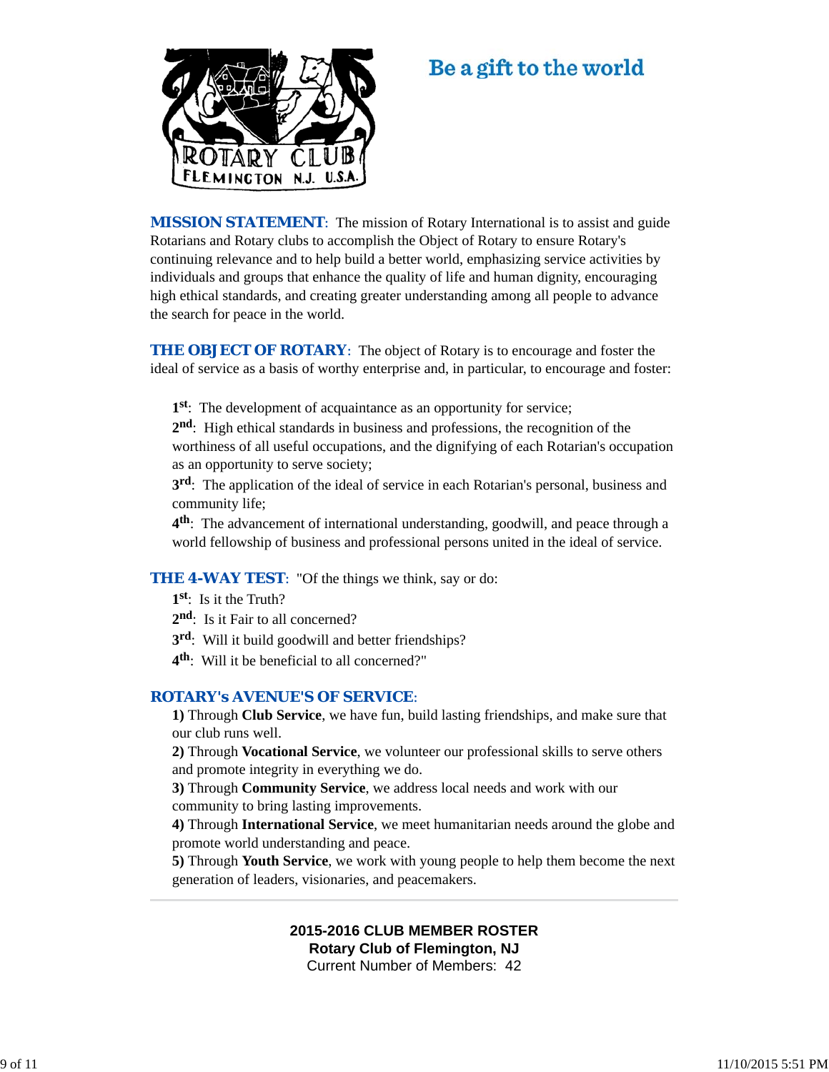Be a gift to the world

**MISSION STATEMENT**: The mission of Rotary International is to assist and guide Rotarians and Rotary clubs to accomplish the Object of Rotary to ensure Rotary's continuing relevance and to help build a better world, emphasizing service activities by individuals and groups that enhance the quality of life and human dignity, encouraging high ethical standards, and creating greater understanding among all people to advance the search for peace in the world.

**THE OBJECT OF ROTARY**: The object of Rotary is to encourage and foster the ideal of service as a basis of worthy enterprise and, in particular, to encourage and foster:

**1st**: The development of acquaintance as an opportunity for service;
**2nd**: High ethical standards in business and professions, the recognition of the worthiness of all useful occupations, and the dignifying of each Rotarian's occupation as an opportunity to serve society;
**3rd**: The application of the ideal of service in each Rotarian's personal, business and community life;
**4th**: The advancement of international understanding, goodwill, and peace through a world fellowship of business and professional persons united in the ideal of service.

**THE 4-WAY TEST**: "Of the things we think, say or do:
**1st**: Is it the Truth?
**2nd**: Is it Fair to all concerned?
**3rd**: Will it build goodwill and better friendships?
**4th**: Will it be beneficial to all concerned?"

**ROTARY's AVENUE'S OF SERVICE**:
**1)** Through **Club Service**, we have fun, build lasting friendships, and make sure that our club runs well.
**2)** Through **Vocational Service**, we volunteer our professional skills to serve others and promote integrity in everything we do.
**3)** Through **Community Service**, we address local needs and work with our community to bring lasting improvements.
**4)** Through **International Service**, we meet humanitarian needs around the globe and promote world understanding and peace.
**5)** Through **Youth Service**, we work with young people to help them become the next generation of leaders, visionaries, and peacemakers.

---

**2015-2016 CLUB MEMBER ROSTER**
**Rotary Club of Flemington, NJ**
Current Number of Members: 42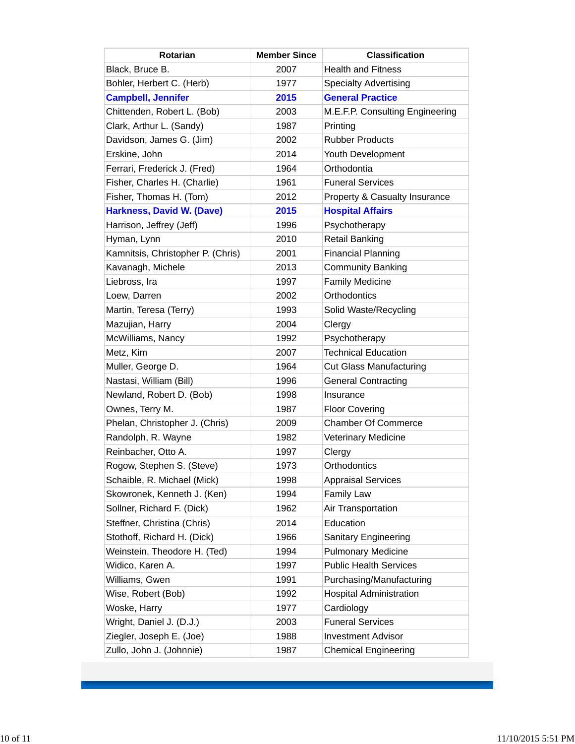| Rotarian | Member Since | Classification |
|---|---|---|
| Black, Bruce B. | 2007 | Health and Fitness |
| Bohler, Herbert C. (Herb) | 1977 | Specialty Advertising |
| **Campbell, Jennifer** | **2015** | **General Practice** |
| Chittenden, Robert L. (Bob) | 2003 | M.E.F.P. Consulting Engineering |
| Clark, Arthur L. (Sandy) | 1987 | Printing |
| Davidson, James G. (Jim) | 2002 | Rubber Products |
| Erskine, John | 2014 | Youth Development |
| Ferrari, Frederick J. (Fred) | 1964 | Orthodontia |
| Fisher, Charles H. (Charlie) | 1961 | Funeral Services |
| Fisher, Thomas H. (Tom) | 2012 | Property & Casualty Insurance |
| **Harkness, David W. (Dave)** | **2015** | **Hospital Affairs** |
| Harrison, Jeffrey (Jeff) | 1996 | Psychotherapy |
| Hyman, Lynn | 2010 | Retail Banking |
| Kamnitsis, Christopher P. (Chris) | 2001 | Financial Planning |
| Kavanagh, Michele | 2013 | Community Banking |
| Liebross, Ira | 1997 | Family Medicine |
| Loew, Darren | 2002 | Orthodontics |
| Martin, Teresa (Terry) | 1993 | Solid Waste/Recycling |
| Mazujian, Harry | 2004 | Clergy |
| McWilliams, Nancy | 1992 | Psychotherapy |
| Metz, Kim | 2007 | Technical Education |
| Muller, George D. | 1964 | Cut Glass Manufacturing |
| Nastasi, William (Bill) | 1996 | General Contracting |
| Newland, Robert D. (Bob) | 1998 | Insurance |
| Ownes, Terry M. | 1987 | Floor Covering |
| Phelan, Christopher J. (Chris) | 2009 | Chamber Of Commerce |
| Randolph, R. Wayne | 1982 | Veterinary Medicine |
| Reinbacher, Otto A. | 1997 | Clergy |
| Rogow, Stephen S. (Steve) | 1973 | Orthodontics |
| Schaible, R. Michael (Mick) | 1998 | Appraisal Services |
| Skowronek, Kenneth J. (Ken) | 1994 | Family Law |
| Sollner, Richard F. (Dick) | 1962 | Air Transportation |
| Steffner, Christina (Chris) | 2014 | Education |
| Stothoff, Richard H. (Dick) | 1966 | Sanitary Engineering |
| Weinstein, Theodore H. (Ted) | 1994 | Pulmonary Medicine |
| Widico, Karen A. | 1997 | Public Health Services |
| Williams, Gwen | 1991 | Purchasing/Manufacturing |
| Wise, Robert (Bob) | 1992 | Hospital Administration |
| Woske, Harry | 1977 | Cardiology |
| Wright, Daniel J. (D.J.) | 2003 | Funeral Services |
| Ziegler, Joseph E. (Joe) | 1988 | Investment Advisor |
| Zullo, John J. (Johnnie) | 1987 | Chemical Engineering |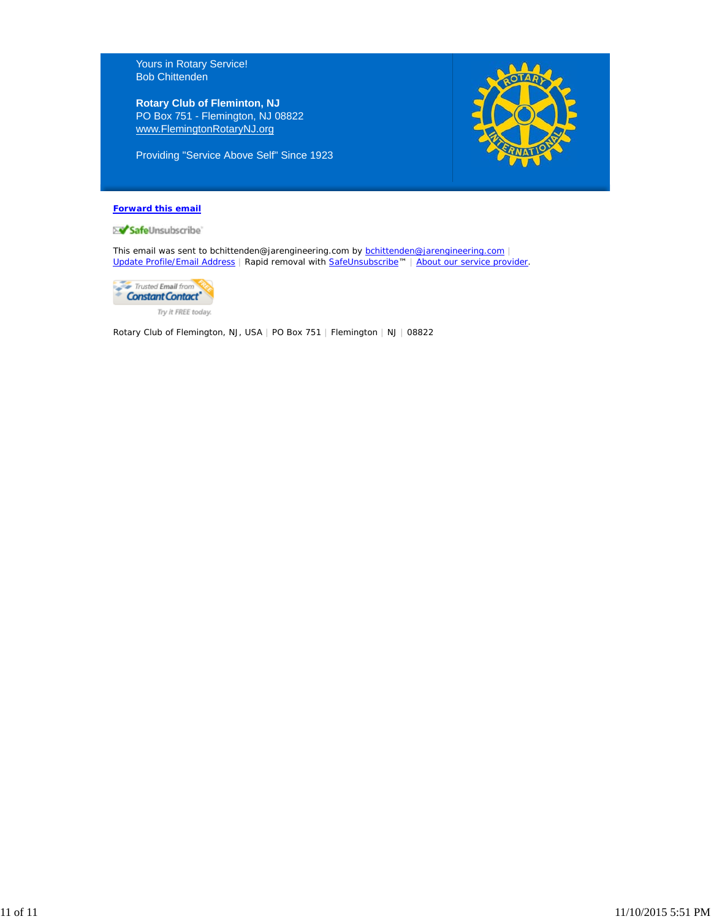Yours in Rotary Service!
Bob Chittenden

**Rotary Club of Fleminton, NJ**
PO Box 751 - Flemington, NJ 08822
www.FlemingtonRotaryNJ.org

Providing "Service Above Self" Since 1923

**Forward this email**

SafeUnsubscribe

This email was sent to bchittenden@jarengineering.com by bchittenden@jarengineering.com | Update Profile/Email Address | Rapid removal with SafeUnsubscribe™ | About our service provider.

Trusted Email from Constant Contact — Try it FREE today.

Rotary Club of Flemington, NJ, USA | PO Box 751 | Flemington | NJ | 08822